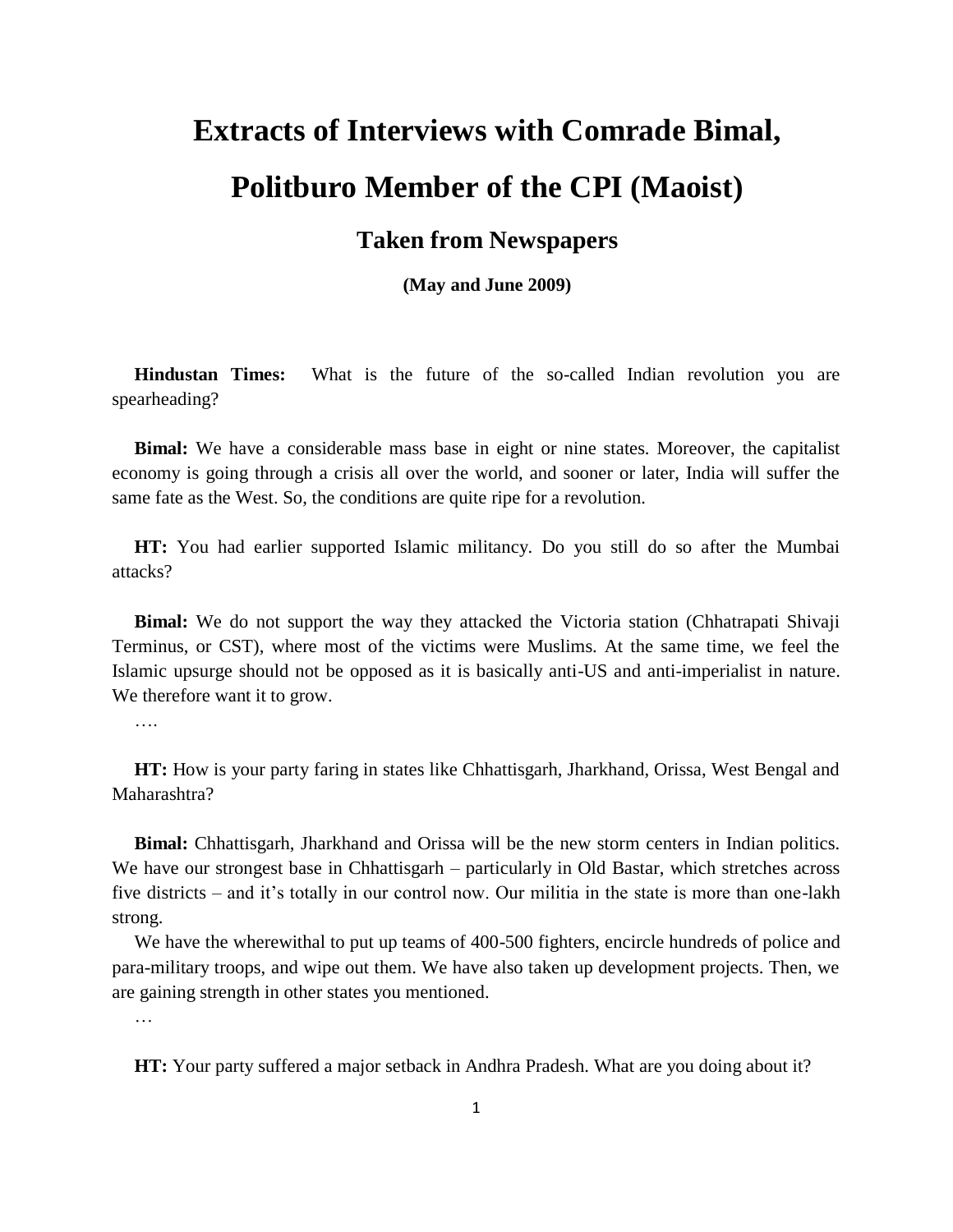# Extracts of Interviews with Comrade Bimal, Politburo Member of the CPI (Maoist)

## Taken from Newspapers

**(May and June 2009)**

**Hindustan Times:** What is the future of the so-called Indian revolution you are spearheading?

**Bimal:** We have a considerable mass base in eight or nine states. Moreover, the capitalist economy is going through a crisis all over the world, and sooner or later, India will suffer the same fate as the West. So, the conditions are quite ripe for a revolution.

**HT:** You had earlier supported Islamic militancy. Do you still do so after the Mumbai attacks?

**Bimal:** We do not support the way they attacked the Victoria station (Chhatrapati Shivaji Terminus, or CST), where most of the victims were Muslims. At the same time, we feel the Islamic upsurge should not be opposed as it is basically anti-US and anti-imperialist in nature. We therefore want it to grow.

….

**HT:** How is your party faring in states like Chhattisgarh, Jharkhand, Orissa, West Bengal and Maharashtra?

**Bimal:** Chhattisgarh, Jharkhand and Orissa will be the new storm centers in Indian politics. We have our strongest base in Chhattisgarh – particularly in Old Bastar, which stretches across five districts – and it's totally in our control now. Our militia in the state is more than one-lakh strong.

We have the wherewithal to put up teams of 400-500 fighters, encircle hundreds of police and para-military troops, and wipe out them. We have also taken up development projects. Then, we are gaining strength in other states you mentioned.

…

**HT:** Your party suffered a major setback in Andhra Pradesh. What are you doing about it?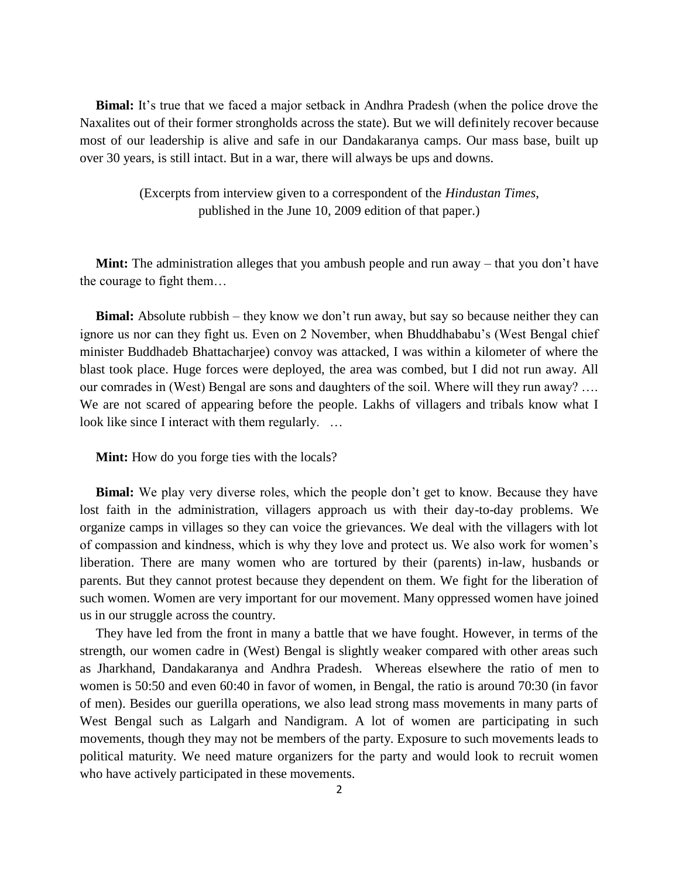**Bimal:** It's true that we faced a major setback in Andhra Pradesh (when the police drove the Naxalites out of their former strongholds across the state). But we will definitely recover because most of our leadership is alive and safe in our Dandakaranya camps. Our mass base, built up over 30 years, is still intact. But in a war, there will always be ups and downs.

(Excerpts from interview given to a correspondent of the *Hindustan Times*, published in the June 10, 2009 edition of that paper.)

**Mint:** The administration alleges that you ambush people and run away – that you don't have the courage to fight them…

**Bimal:** Absolute rubbish – they know we don't run away, but say so because neither they can ignore us nor can they fight us. Even on 2 November, when Bhuddhababu's (West Bengal chief minister Buddhadeb Bhattacharjee) convoy was attacked, I was within a kilometer of where the blast took place. Huge forces were deployed, the area was combed, but I did not run away. All our comrades in (West) Bengal are sons and daughters of the soil. Where will they run away? …. We are not scared of appearing before the people. Lakhs of villagers and tribals know what I look like since I interact with them regularly. …

**Mint:** How do you forge ties with the locals?

**Bimal:** We play very diverse roles, which the people don't get to know. Because they have lost faith in the administration, villagers approach us with their day-to-day problems. We organize camps in villages so they can voice the grievances. We deal with the villagers with lot of compassion and kindness, which is why they love and protect us. We also work for women's liberation. There are many women who are tortured by their (parents) in-law, husbands or parents. But they cannot protest because they dependent on them. We fight for the liberation of such women. Women are very important for our movement. Many oppressed women have joined us in our struggle across the country.

They have led from the front in many a battle that we have fought. However, in terms of the strength, our women cadre in (West) Bengal is slightly weaker compared with other areas such as Jharkhand, Dandakaranya and Andhra Pradesh. Whereas elsewhere the ratio of men to women is 50:50 and even 60:40 in favor of women, in Bengal, the ratio is around 70:30 (in favor of men). Besides our guerilla operations, we also lead strong mass movements in many parts of West Bengal such as Lalgarh and Nandigram. A lot of women are participating in such movements, though they may not be members of the party. Exposure to such movements leads to political maturity. We need mature organizers for the party and would look to recruit women who have actively participated in these movements.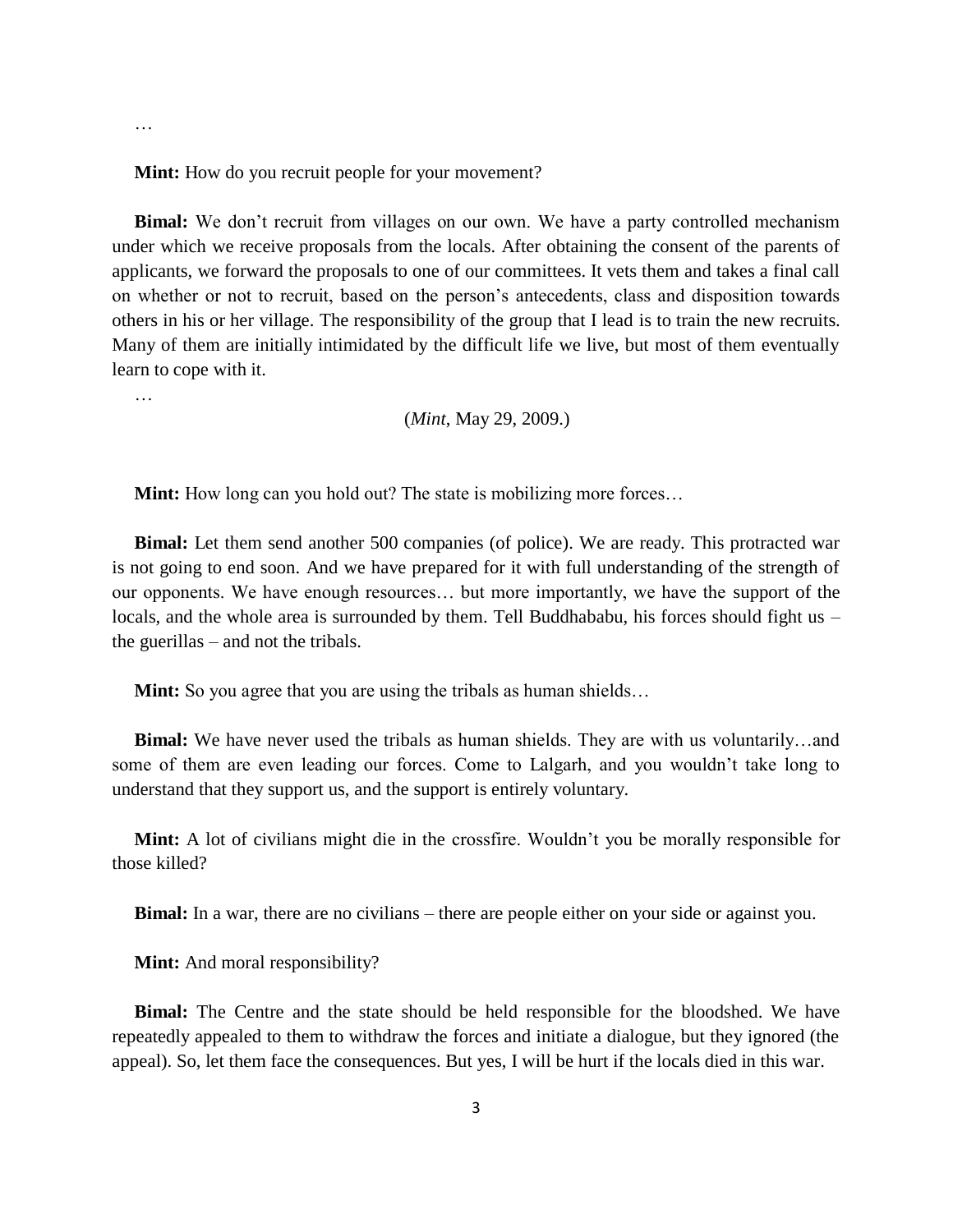…

**Mint:** How do you recruit people for your movement?

**Bimal:** We don't recruit from villages on our own. We have a party controlled mechanism under which we receive proposals from the locals. After obtaining the consent of the parents of applicants, we forward the proposals to one of our committees. It vets them and takes a final call on whether or not to recruit, based on the person's antecedents, class and disposition towards others in his or her village. The responsibility of the group that I lead is to train the new recruits. Many of them are initially intimidated by the difficult life we live, but most of them eventually learn to cope with it.

…

(*Mint*, May 29, 2009.)

**Mint:** How long can you hold out? The state is mobilizing more forces…

**Bimal:** Let them send another 500 companies (of police). We are ready. This protracted war is not going to end soon. And we have prepared for it with full understanding of the strength of our opponents. We have enough resources… but more importantly, we have the support of the locals, and the whole area is surrounded by them. Tell Buddhababu, his forces should fight us – the guerillas – and not the tribals.

**Mint:** So you agree that you are using the tribals as human shields…

**Bimal:** We have never used the tribals as human shields. They are with us voluntarily…and some of them are even leading our forces. Come to Lalgarh, and you wouldn't take long to understand that they support us, and the support is entirely voluntary.

**Mint:** A lot of civilians might die in the crossfire. Wouldn't you be morally responsible for those killed?

**Bimal:** In a war, there are no civilians – there are people either on your side or against you.

**Mint:** And moral responsibility?

**Bimal:** The Centre and the state should be held responsible for the bloodshed. We have repeatedly appealed to them to withdraw the forces and initiate a dialogue, but they ignored (the appeal). So, let them face the consequences. But yes, I will be hurt if the locals died in this war.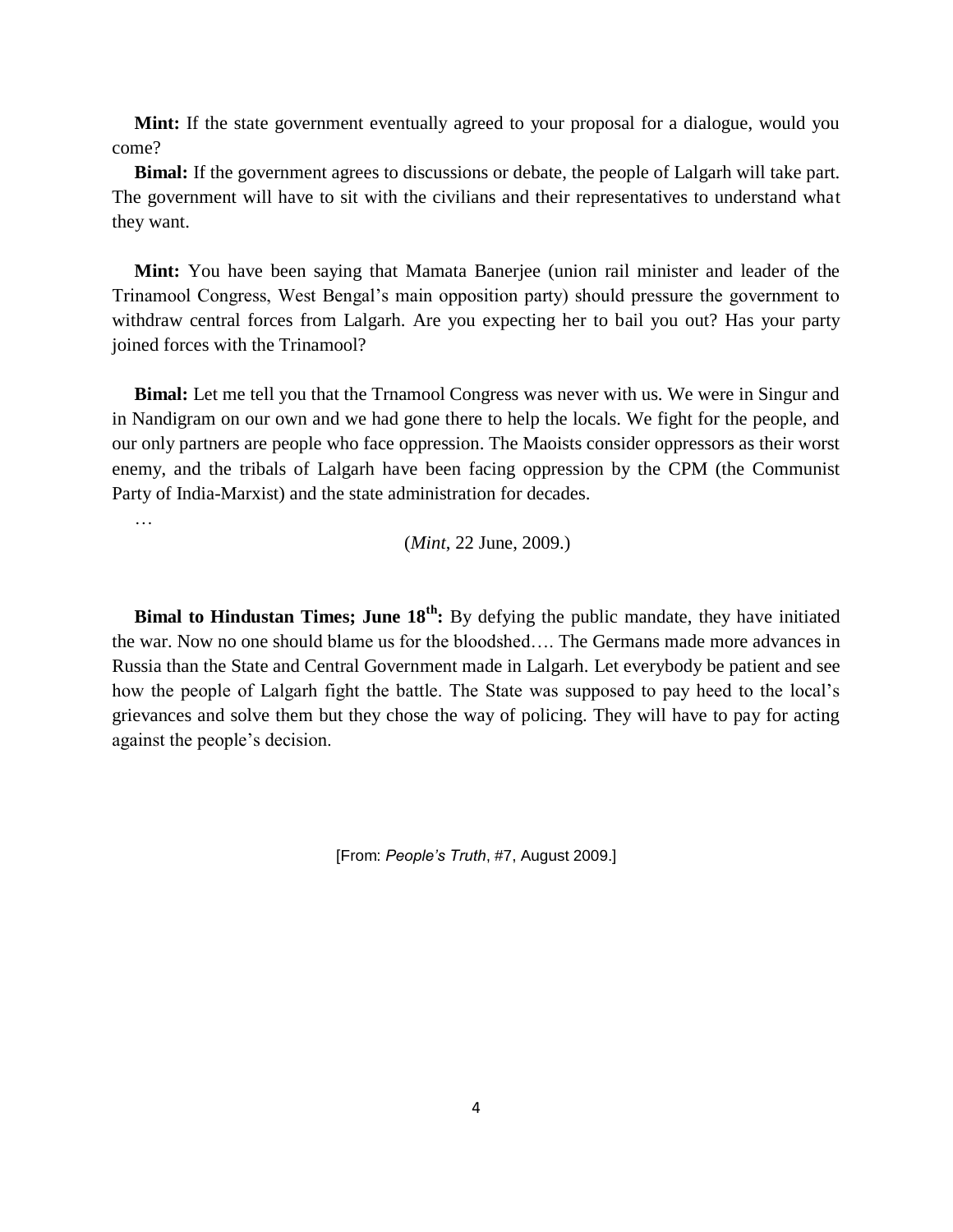**Mint:** If the state government eventually agreed to your proposal for a dialogue, would you come?

**Bimal:** If the government agrees to discussions or debate, the people of Lalgarh will take part. The government will have to sit with the civilians and their representatives to understand what they want.

**Mint:** You have been saying that Mamata Banerjee (union rail minister and leader of the Trinamool Congress, West Bengal's main opposition party) should pressure the government to withdraw central forces from Lalgarh. Are you expecting her to bail you out? Has your party joined forces with the Trinamool?

**Bimal:** Let me tell you that the Trnamool Congress was never with us. We were in Singur and in Nandigram on our own and we had gone there to help the locals. We fight for the people, and our only partners are people who face oppression. The Maoists consider oppressors as their worst enemy, and the tribals of Lalgarh have been facing oppression by the CPM (the Communist Party of India-Marxist) and the state administration for decades.

…

(*Mint*, 22 June, 2009.)

**Bimal to Hindustan Times; June 18th:** By defying the public mandate, they have initiated the war. Now no one should blame us for the bloodshed…. The Germans made more advances in Russia than the State and Central Government made in Lalgarh. Let everybody be patient and see how the people of Lalgarh fight the battle. The State was supposed to pay heed to the local's grievances and solve them but they chose the way of policing. They will have to pay for acting against the people's decision.

[From: *People's Truth*, #7, August 2009.]